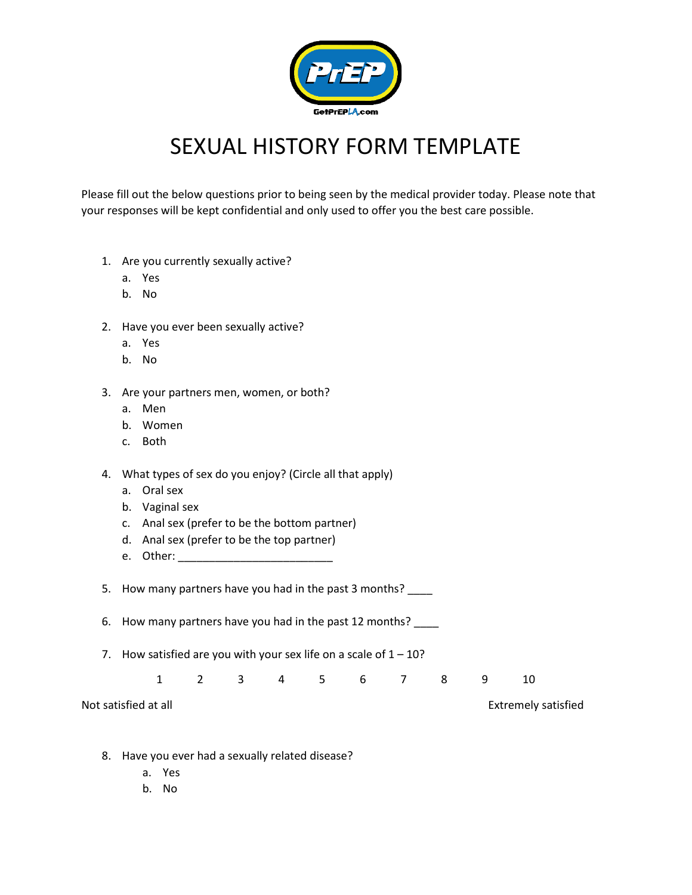PrEP

GetPrEPLA.com

# SEXUAL HISTORY FORM TEMPLATE

Please fill out the below questions prior to being seen by the medical provider today. Please note that your responses will be kept confidential and only used to offer you the best care possible.

1. Are you currently sexually active?
   a. Yes
   b. No

2. Have you ever been sexually active?
   a. Yes
   b. No

3. Are your partners men, women, or both?
   a. Men
   b. Women
   c. Both

4. What types of sex do you enjoy? (Circle all that apply)
   a. Oral sex
   b. Vaginal sex
   c. Anal sex (prefer to be the bottom partner)
   d. Anal sex (prefer to be the top partner)
   e. Other: ________________________

5. How many partners have you had in the past 3 months? ____

6. How many partners have you had in the past 12 months? ____

7. How satisfied are you with your sex life on a scale of 1 – 10?

   1 2 3 4 5 6 7 8 9 10

   Not satisfied at all — Extremely satisfied

8. Have you ever had a sexually related disease?
   a. Yes
   b. No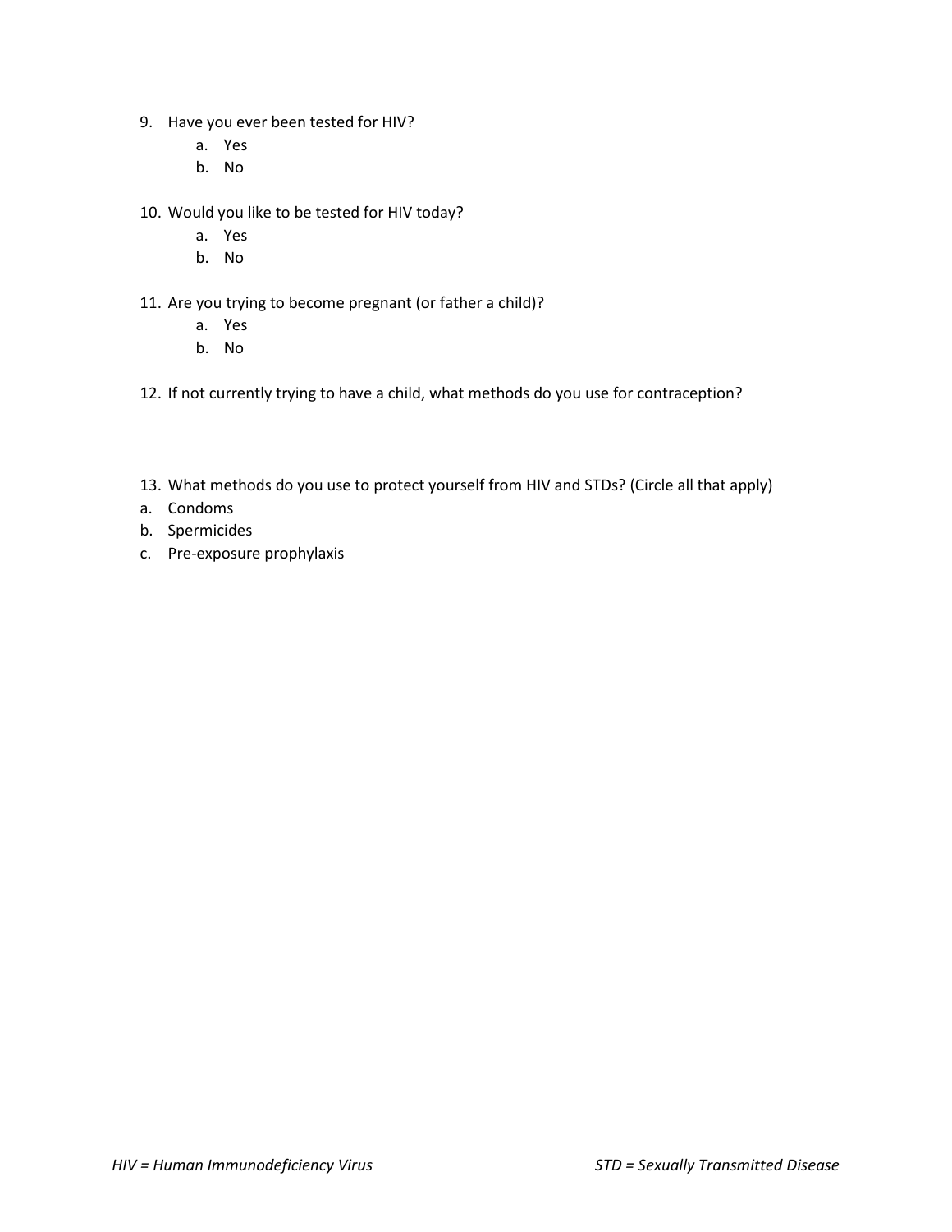9. Have you ever been tested for HIV?
    a. Yes
    b. No

10. Would you like to be tested for HIV today?
    a. Yes
    b. No

11. Are you trying to become pregnant (or father a child)?
    a. Yes
    b. No

12. If not currently trying to have a child, what methods do you use for contraception?

13. What methods do you use to protect yourself from HIV and STDs? (Circle all that apply)

a. Condoms
b. Spermicides
c. Pre-exposure prophylaxis

*HIV = Human Immunodeficiency Virus* *STD = Sexually Transmitted Disease*